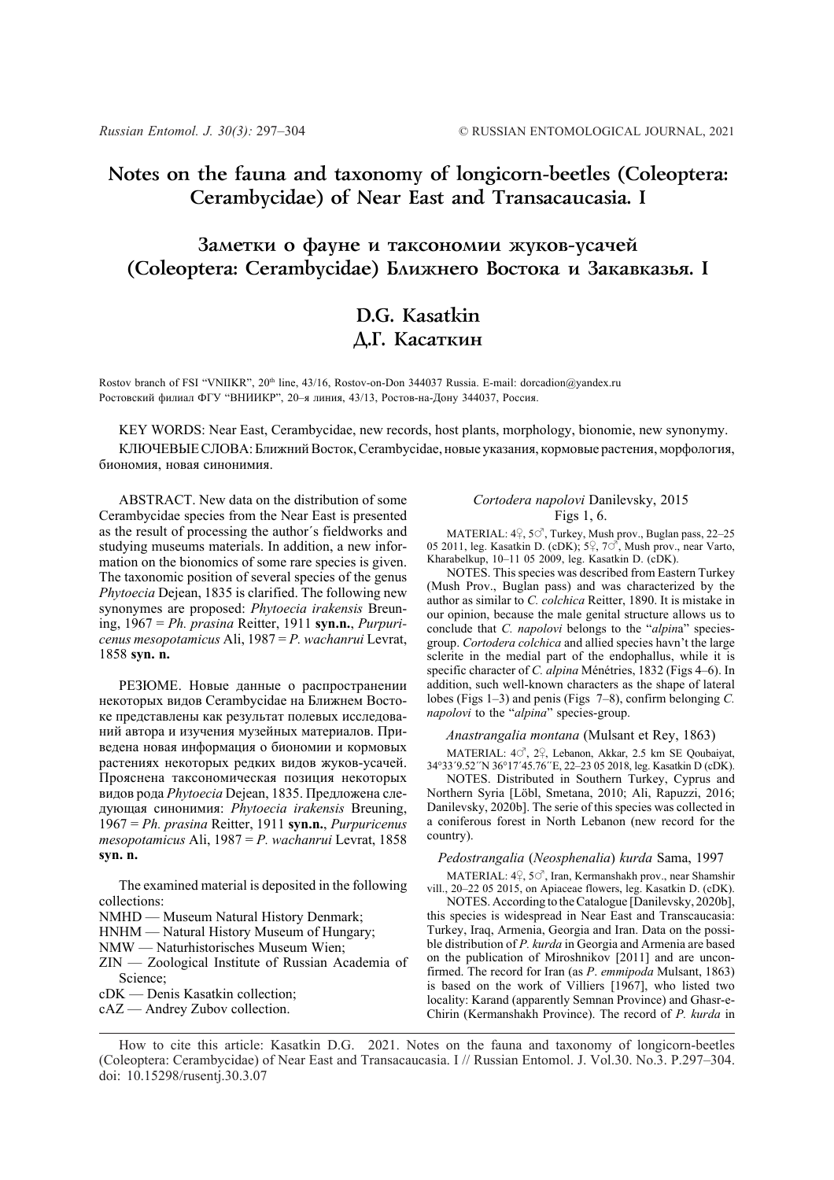# Notes on the fauna and taxonomy of longicorn-beetles (Coleoptera: Cerambycidae) of Near East and Transacaucasia. I

# Заметки о фауне и таксономии жуков-усачей (Coleoptera: Cerambycidae) Ближнего Востока и Закавказья. I

## D.G. Kasatkin
## Д.Г. Касаткин

Rostov branch of FSI "VNIIKR", 20th line, 43/16, Rostov-on-Don 344037 Russia. E-mail: dorcadion@yandex.ru
Ростовский филиал ФГУ "ВНИИКР", 20–я линия, 43/13, Ростов-на-Дону 344037, Россия.

KEY WORDS: Near East, Cerambycidae, new records, host plants, morphology, bionomie, new synonymy.

КЛЮЧЕВЫЕ СЛОВА: Ближний Восток, Cerambycidae, новые указания, кормовые растения, морфология, биономия, новая синонимия.

ABSTRACT. New data on the distribution of some Cerambycidae species from the Near East is presented as the result of processing the author´s fieldworks and studying museums materials. In addition, a new information on the bionomics of some rare species is given. The taxonomic position of several species of the genus *Phytoecia* Dejean, 1835 is clarified. The following new synonymes are proposed: *Phytoecia irakensis* Breuning, 1967 = *Ph. prasina* Reitter, 1911 **syn.n.**, *Purpuricenus mesopotamicus* Ali, 1987 = *P. wachanrui* Levrat, 1858 **syn. n.**

РЕЗЮМЕ. Новые данные о распространении некоторых видов Cerambycidae на Ближнем Востоке представлены как результат полевых исследований автора и изучения музейных материалов. Приведена новая информация о биономии и кормовых растениях некоторых редких видов жуков-усачей. Прояснена таксономическая позиция некоторых видов рода *Phytoecia* Dejean, 1835. Предложена следующая синонимия: *Phytoecia irakensis* Breuning, 1967 = *Ph. prasina* Reitter, 1911 **syn.n.**, *Purpuricenus mesopotamicus* Ali, 1987 = *P. wachanrui* Levrat, 1858 **syn. n.**

The examined material is deposited in the following collections:

- NMHD — Museum Natural History Denmark;
- HNHM — Natural History Museum of Hungary;
- NMW — Naturhistorisches Museum Wien;
- ZIN — Zoological Institute of Russian Academia of Science;
- cDK — Denis Kasatkin collection;
- cAZ — Andrey Zubov collection.

### *Cortodera napolovi* Danilevsky, 2015
Figs 1, 6.

MATERIAL: 4♀, 5♂, Turkey, Mush prov., Buglan pass, 22–25 05 2011, leg. Kasatkin D. (cDK); 5♀, 7♂, Mush prov., near Varto, Kharabelkup, 10–11 05 2009, leg. Kasatkin D. (cDK).

NOTES. This species was described from Eastern Turkey (Mush Prov., Buglan pass) and was characterized by the author as similar to *C. colchica* Reitter, 1890. It is mistake in our opinion, because the male genital structure allows us to conclude that *C. napolovi* belongs to the "*alpina*" species-group. *Cortodera colchica* and allied species havn't the large sclerite in the medial part of the endophallus, while it is specific character of *C. alpina* Ménétries, 1832 (Figs 4–6). In addition, such well-known characters as the shape of lateral lobes (Figs 1–3) and penis (Figs 7–8), confirm belonging *C. napolovi* to the "*alpina*" species-group.

### *Anastrangalia montana* (Mulsant et Rey, 1863)

MATERIAL: 4♂, 2♀, Lebanon, Akkar, 2.5 km SE Qoubaiyat, 34°33´9.52´´N 36°17´45.76´´E, 22–23 05 2018, leg. Kasatkin D (cDK).

NOTES. Distributed in Southern Turkey, Cyprus and Northern Syria [Löbl, Smetana, 2010; Ali, Rapuzzi, 2016; Danilevsky, 2020b]. The serie of this species was collected in a coniferous forest in North Lebanon (new record for the country).

### *Pedostrangalia* (*Neosphenalia*) *kurda* Sama, 1997

MATERIAL: 4♀, 5♂, Iran, Kermanshakh prov., near Shamshir vill., 20–22 05 2015, on Apiaceae flowers, leg. Kasatkin D. (cDK).

NOTES. According to the Catalogue [Danilevsky, 2020b], this species is widespread in Near East and Transcaucasia: Turkey, Iraq, Armenia, Georgia and Iran. Data on the possible distribution of *P. kurda* in Georgia and Armenia are based on the publication of Miroshnikov [2011] and are unconfirmed. The record for Iran (as *P. emmipoda* Mulsant, 1863) is based on the work of Villiers [1967], who listed two locality: Karand (apparently Semnan Province) and Ghasr-e-Chirin (Kermanshakh Province). The record of *P. kurda* in

How to cite this article: Kasatkin D.G. 2021. Notes on the fauna and taxonomy of longicorn-beetles (Coleoptera: Cerambycidae) of Near East and Transacaucasia. I // Russian Entomol. J. Vol.30. No.3. P.297–304. doi: 10.15298/rusentj.30.3.07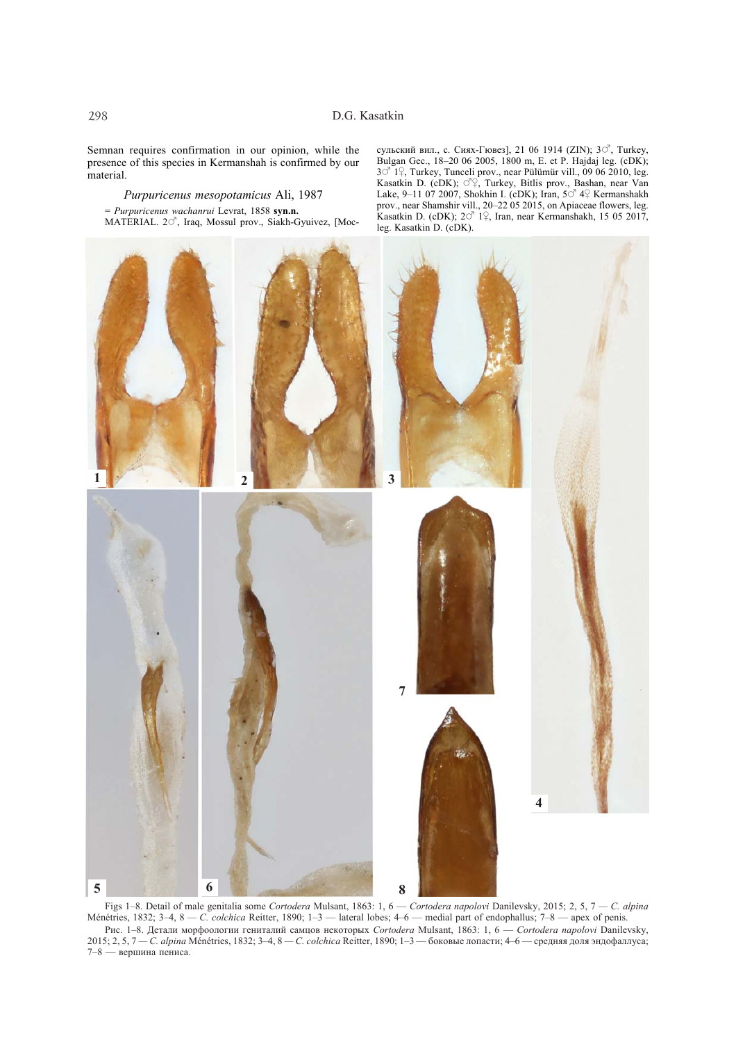Semnan requires confirmation in our opinion, while the presence of this species in Kermanshah is confirmed by our material.

### *Purpuricenus mesopotamicus* Ali, 1987

= *Purpuricenus wachanrui* Levrat, 1858 **syn.n.**

MATERIAL. 2♂, Iraq, Mossul prov., Siakh-Gyuivez, [Мосульский вил., с. Сиях-Гювез], 21 06 1914 (ZIN); 3♂, Turkey, Bulgan Gec., 18–20 06 2005, 1800 m, E. et P. Hajdaj leg. (cDK); 3♂ 1♀, Turkey, Tunceli prov., near Pülümür vill., 09 06 2010, leg. Kasatkin D. (cDK); ♂♀, Turkey, Bitlis prov., Bashan, near Van Lake, 9–11 07 2007, Shokhin I. (cDK); Iran, 5♂ 4♀ Kermanshakh prov., near Shamshir vill., 20–22 05 2015, on Apiaceae flowers, leg. Kasatkin D. (cDK); 2♂ 1♀, Iran, near Kermanshakh, 15 05 2017, leg. Kasatkin D. (cDK).

Figs 1–8. Detail of male genitalia some *Cortodera* Mulsant, 1863: 1, 6 — *Cortodera napolovi* Danilevsky, 2015; 2, 5, 7 — *C. alpina* Ménétries, 1832; 3–4, 8 — *C. colchica* Reitter, 1890; 1–3 — lateral lobes; 4–6 — medial part of endophallus; 7–8 — apex of penis.

Рис. 1–8. Детали морфоологии гениталий самцов некоторых *Cortodera* Mulsant, 1863: 1, 6 — *Cortodera napolovi* Danilevsky, 2015; 2, 5, 7 — *C. alpina* Ménétries, 1832; 3–4, 8 — *C. colchica* Reitter, 1890; 1–3 — боковые лопасти; 4–6 — средняя доля эндофаллуса; 7–8 — вершина пениса.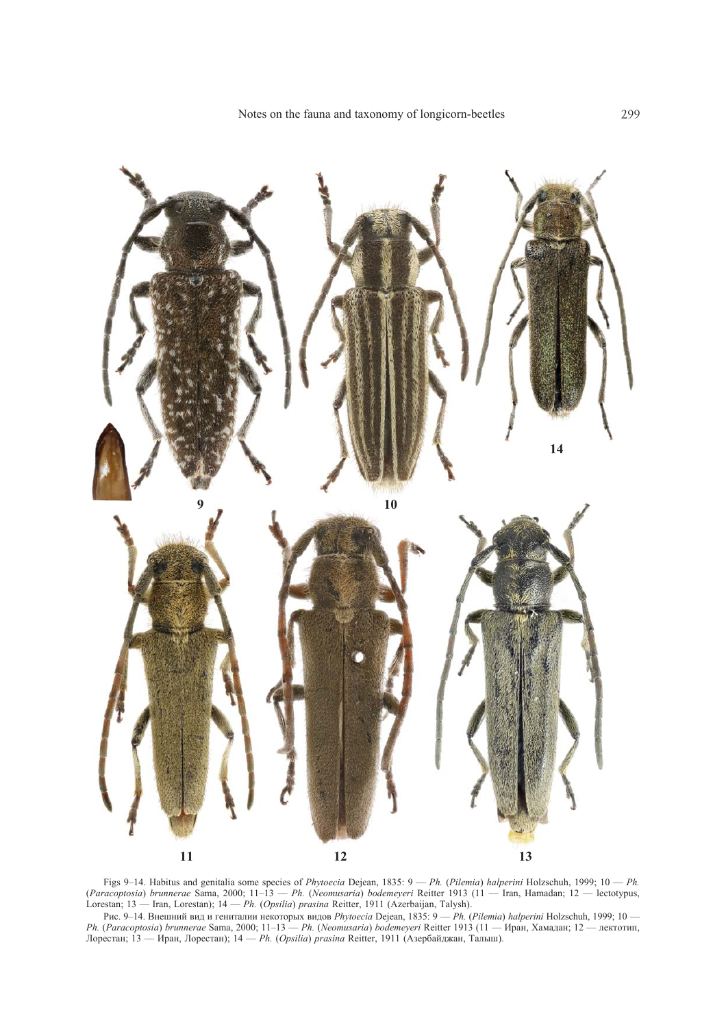Figs 9–14. Habitus and genitalia some species of *Phytoecia* Dejean, 1835: 9 — *Ph.* (*Pilemia*) *halperini* Holzschuh, 1999; 10 — *Ph.* (*Paracoptosia*) *brunnerae* Sama, 2000; 11–13 — *Ph.* (*Neomusaria*) *bodemeyeri* Reitter 1913 (11 — Iran, Hamadan; 12 — lectotypus, Lorestan; 13 — Iran, Lorestan); 14 — *Ph.* (*Opsilia*) *prasina* Reitter, 1911 (Azerbaijan, Talysh).

Рис. 9–14. Внешний вид и гениталии некоторых видов *Phytoecia* Dejean, 1835: 9 — *Ph.* (*Pilemia*) *halperini* Holzschuh, 1999; 10 — *Ph.* (*Paracoptosia*) *brunnerae* Sama, 2000; 11–13 — *Ph.* (*Neomusaria*) *bodemeyeri* Reitter 1913 (11 — Иран, Хамадан; 12 — лектотип, Лорестан; 13 — Иран, Лорестан); 14 — *Ph.* (*Opsilia*) *prasina* Reitter, 1911 (Азербайджан, Талыш).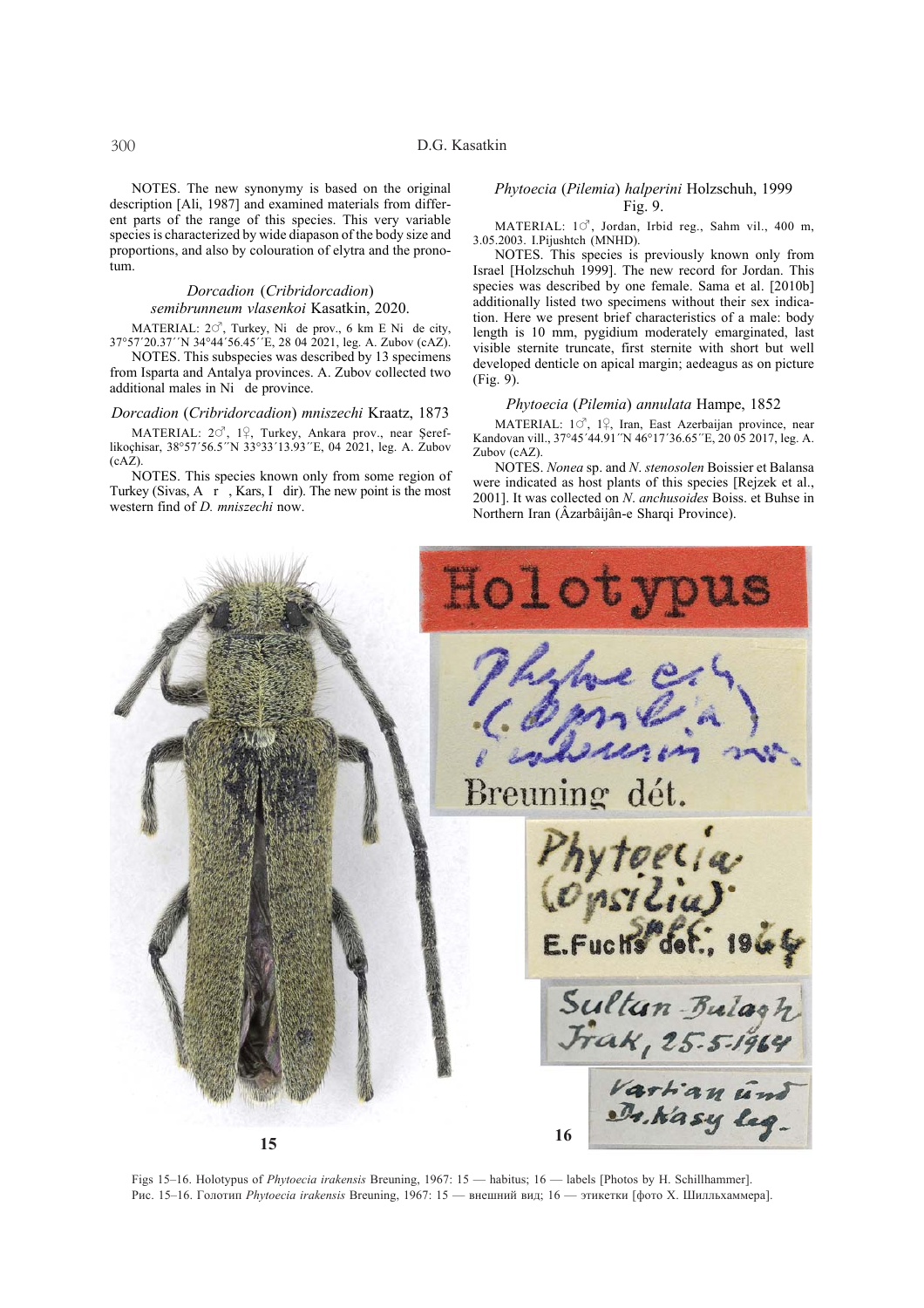NOTES. The new synonymy is based on the original description [Ali, 1987] and examined materials from different parts of the range of this species. This very variable species is characterized by wide diapason of the body size and proportions, and also by colouration of elytra and the pronotum.

### *Dorcadion* (*Cribridorcadion*) *semibrunneum vlasenkoi* Kasatkin, 2020.

MATERIAL: 2♂, Turkey, Ni de prov., 6 km E Ni de city, 37°57′20.37′′N 34°44′56.45′′E, 28 04 2021, leg. A. Zubov (cAZ).

NOTES. This subspecies was described by 13 specimens from Isparta and Antalya provinces. A. Zubov collected two additional males in Ni de province.

### *Dorcadion* (*Cribridorcadion*) *mniszechi* Kraatz, 1873

MATERIAL: 2♂, 1♀, Turkey, Ankara prov., near Şereflikoçhisar, 38°57′56.5′′N 33°33′13.93′′E, 04 2021, leg. A. Zubov (cAZ).

NOTES. This species known only from some region of Turkey (Sivas, A r , Kars, I dir). The new point is the most western find of *D. mniszechi* now.

### *Phytoecia* (*Pilemia*) *halperini* Holzschuh, 1999

Fig. 9.

MATERIAL: 1♂, Jordan, Irbid reg., Sahm vil., 400 m, 3.05.2003. I.Pijushtch (MNHD).

NOTES. This species is previously known only from Israel [Holzschuh 1999]. The new record for Jordan. This species was described by one female. Sama et al. [2010b] additionally listed two specimens without their sex indication. Here we present brief characteristics of a male: body length is 10 mm, pygidium moderately emarginated, last visible sternite truncate, first sternite with short but well developed denticle on apical margin; aedeagus as on picture (Fig. 9).

### *Phytoecia* (*Pilemia*) *annulata* Hampe, 1852

MATERIAL: 1♂, 1♀, Iran, East Azerbaijan province, near Kandovan vill., 37°45′44.91′′N 46°17′36.65′′E, 20 05 2017, leg. A. Zubov (cAZ).

NOTES. *Nonea* sp. and *N. stenosolen* Boissier et Balansa were indicated as host plants of this species [Rejzek et al., 2001]. It was collected on *N. anchusoides* Boiss. et Buhse in Northern Iran (Âzarbâijân-e Sharqi Province).

Figs 15–16. Holotypus of *Phytoecia irakensis* Breuning, 1967: 15 — habitus; 16 — labels [Photos by H. Schillhammer].
Рис. 15–16. Голотип *Phytoecia irakensis* Breuning, 1967: 15 — внешний вид; 16 — этикетки [фото Х. Шилльхаммера].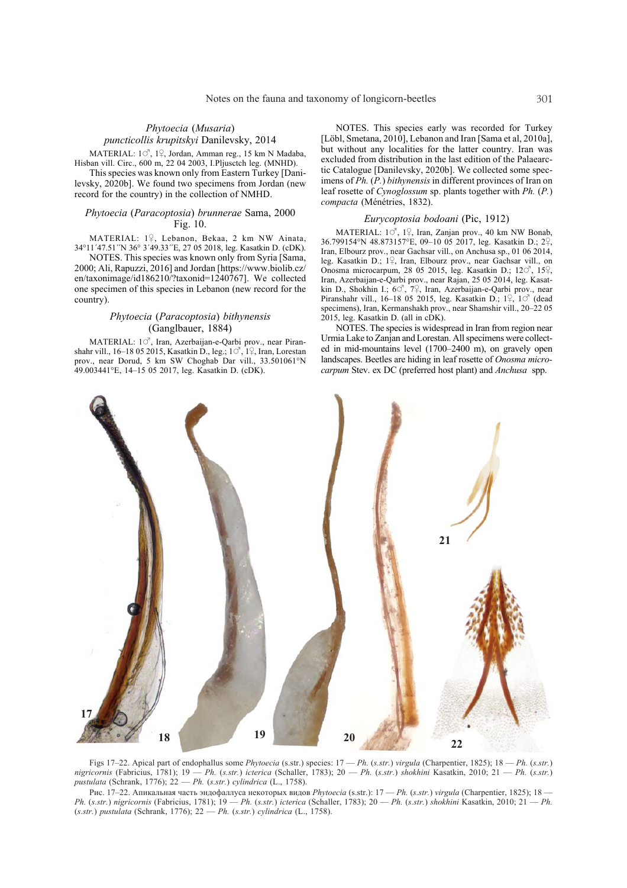### *Phytoecia* (*Musaria*) *puncticollis krupitskyi* Danilevsky, 2014

MATERIAL: 1♂, 1♀, Jordan, Amman reg., 15 km N Madaba, Hisban vill. Circ., 600 m, 22 04 2003, I.Pljusctch leg. (MNHD).

This species was known only from Eastern Turkey [Danilevsky, 2020b]. We found two specimens from Jordan (new record for the country) in the collection of NMHD.

### *Phytoecia* (*Paracoptosia*) *brunnerae* Sama, 2000

Fig. 10.

MATERIAL: 1♀, Lebanon, Bekaa, 2 km NW Ainata, 34°11´47.51´´N 36° 3´49.33´´E, 27 05 2018, leg. Kasatkin D. (cDK).

NOTES. This species was known only from Syria [Sama, 2000; Ali, Rapuzzi, 2016] and Jordan [https://www.biolib.cz/en/taxonimage/id186210/?taxonid=1240767]. We collected one specimen of this species in Lebanon (new record for the country).

### *Phytoecia* (*Paracoptosia*) *bithynensis* (Ganglbauer, 1884)

MATERIAL: 1♂, Iran, Azerbaijan-e-Qarbi prov., near Piranshahr vill., 16–18 05 2015, Kasatkin D., leg.; 1♂, 1♀, Iran, Lorestan prov., near Dorud, 5 km SW Choghab Dar vill., 33.501061°N 49.003441°E, 14–15 05 2017, leg. Kasatkin D. (cDK).

NOTES. This species early was recorded for Turkey [Löbl, Smetana, 2010], Lebanon and Iran [Sama et al, 2010a], but without any localities for the latter country. Iran was excluded from distribution in the last edition of the Palaearctic Catalogue [Danilevsky, 2020b]. We collected some specimens of *Ph.* (*P.*) *bithynensis* in different provinces of Iran on leaf rosette of *Cynoglossum* sp. plants together with *Ph.* (*P.*) *compacta* (Ménétries, 1832).

### *Eurycoptosia bodoani* (Pic, 1912)

MATERIAL: 1♂, 1♀, Iran, Zanjan prov., 40 km NW Bonab, 36.799154°N 48.873157°E, 09–10 05 2017, leg. Kasatkin D.; 2♀, Iran, Elbourz prov., near Gachsar vill., on Anchusa sp., 01 06 2014, leg. Kasatkin D.; 1♀, Iran, Elbourz prov., near Gachsar vill., on Onosma microcarpum, 28 05 2015, leg. Kasatkin D.; 12♂, 15♀, Iran, Azerbaijan-e-Qarbi prov., near Rajan, 25 05 2014, leg. Kasatkin D., Shokhin I.; 6♂, 7♀, Iran, Azerbaijan-e-Qarbi prov., near Piranshahr vill., 16–18 05 2015, leg. Kasatkin D.; 1♀, 1♂ (dead specimens), Iran, Kermanshakh prov., near Shamshir vill., 20–22 05 2015, leg. Kasatkin D. (all in cDK).

NOTES. The species is widespread in Iran from region near Urmia Lake to Zanjan and Lorestan. All specimens were collected in mid-mountains level (1700–2400 m), on gravely open landscapes. Beetles are hiding in leaf rosette of *Onosma microcarpum* Stev. ex DC (preferred host plant) and *Anchusa* spp.

Figs 17–22. Apical part of endophallus some *Phytoecia* (s.str.) species: 17 — *Ph.* (*s.str.*) *virgula* (Charpentier, 1825); 18 — *Ph.* (*s.str.*) *nigricornis* (Fabricius, 1781); 19 — *Ph.* (*s.str.*) *icterica* (Schaller, 1783); 20 — *Ph.* (*s.str.*) *shokhini* Kasatkin, 2010; 21 — *Ph.* (*s.str.*) *pustulata* (Schrank, 1776); 22 — *Ph.* (*s.str.*) *cylindrica* (L., 1758).

Рис. 17–22. Апикальная часть эндофаллуса некоторых видов *Phytoecia* (s.str.): 17 — *Ph.* (*s.str.*) *virgula* (Charpentier, 1825); 18 — *Ph.* (*s.str.*) *nigricornis* (Fabricius, 1781); 19 — *Ph.* (*s.str.*) *icterica* (Schaller, 1783); 20 — *Ph.* (*s.str.*) *shokhini* Kasatkin, 2010; 21 — *Ph.* (*s.str.*) *pustulata* (Schrank, 1776); 22 — *Ph.* (*s.str.*) *cylindrica* (L., 1758).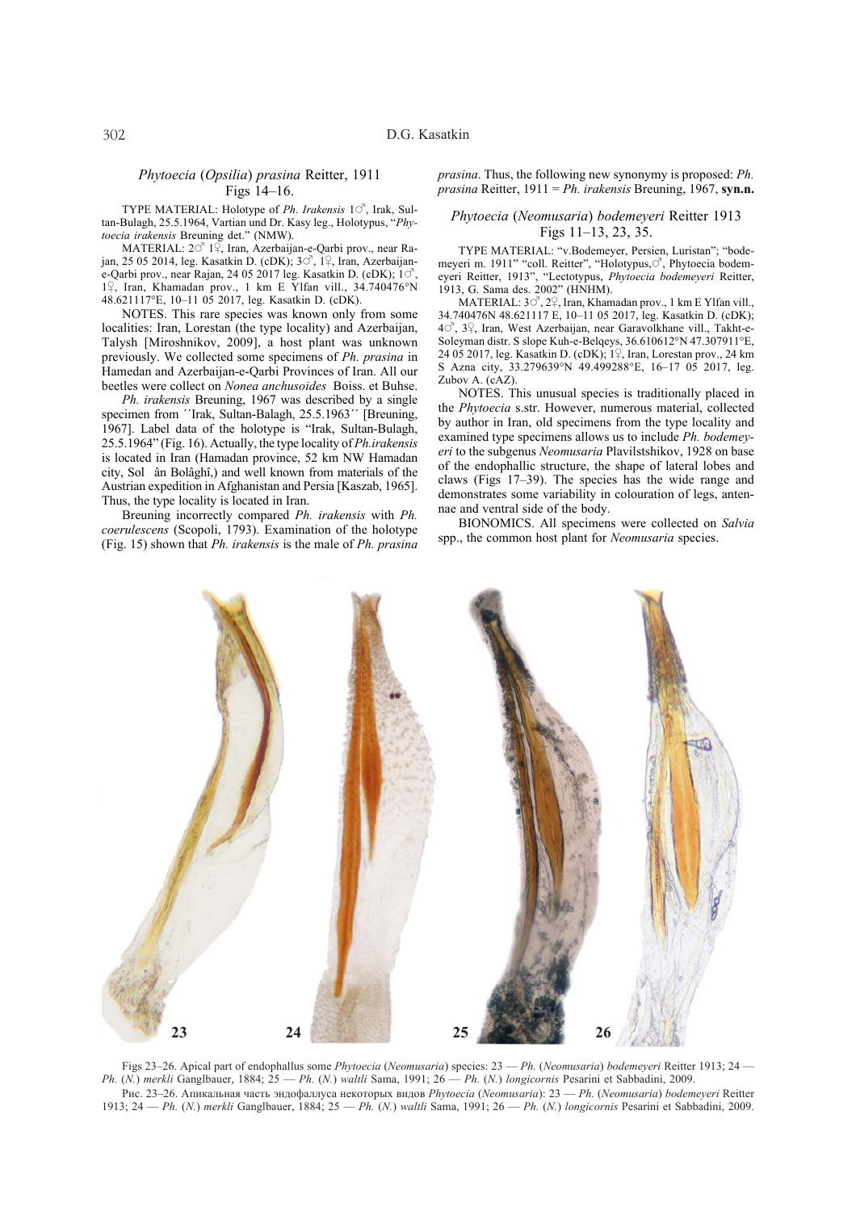### *Phytoecia* (*Opsilia*) *prasina* Reitter, 1911

Figs 14–16.

TYPE MATERIAL: Holotype of *Ph. Irakensis* 1♂, Irak, Sultan-Bulagh, 25.5.1964, Vartian und Dr. Kasy leg., Holotypus, "*Phytoecia irakensis* Breuning det." (NMW).

MATERIAL: 2♂ 1♀, Iran, Azerbaijan-e-Qarbi prov., near Rajan, 25 05 2014, leg. Kasatkin D. (cDK); 3♂, 1♀, Iran, Azerbaijan-e-Qarbi prov., near Rajan, 24 05 2017 leg. Kasatkin D. (cDK); 1♂, 1♀, Iran, Khamadan prov., 1 km E Ylfan vill., 34.740476°N 48.621117°E, 10–11 05 2017, leg. Kasatkin D. (cDK).

NOTES. This rare species was known only from some localities: Iran, Lorestan (the type locality) and Azerbaijan, Talysh [Miroshnikov, 2009], a host plant was unknown previously. We collected some specimens of *Ph. prasina* in Hamedan and Azerbaijan-e-Qarbi Provinces of Iran. All our beetles were collect on *Nonea anchusoides* Boiss. et Buhse.

*Ph. irakensis* Breuning, 1967 was described by a single specimen from ´´Irak, Sultan-Balagh, 25.5.1963´´ [Breuning, 1967]. Label data of the holotype is "Irak, Sultan-Bulagh, 25.5.1964" (Fig. 16). Actually, the type locality of *Ph.irakensis* is located in Iran (Hamadan province, 52 km NW Hamadan city, Sol ân Bolâghî,) and well known from materials of the Austrian expedition in Afghanistan and Persia [Kaszab, 1965]. Thus, the type locality is located in Iran.

Breuning incorrectly compared *Ph. irakensis* with *Ph. coerulescens* (Scopoli, 1793). Examination of the holotype (Fig. 15) shown that *Ph. irakensis* is the male of *Ph. prasina prasina*. Thus, the following new synonymy is proposed: *Ph. prasina* Reitter, 1911 = *Ph. irakensis* Breuning, 1967, **syn.n.**

### *Phytoecia* (*Neomusaria*) *bodemeyeri* Reitter 1913

Figs 11–13, 23, 35.

TYPE MATERIAL: "v.Bodemeyer, Persien, Luristan"; "bodemeyeri m. 1911" "coll. Reitter", "Holotypus,♂, Phytoecia bodemeyeri Reitter, 1913", "Lectotypus, *Phytoecia bodemeyeri* Reitter, 1913, G. Sama des. 2002" (HNHM).

MATERIAL: 3♂, 2♀, Iran, Khamadan prov., 1 km E Ylfan vill., 34.740476N 48.621117 E, 10–11 05 2017, leg. Kasatkin D. (cDK); 4♂, 3♀, Iran, West Azerbaijan, near Garavolkhane vill., Takht-e-Soleyman distr. S slope Kuh-e-Belqeys, 36.610612°N 47.307911°E, 24 05 2017, leg. Kasatkin D. (cDK); 1♀, Iran, Lorestan prov., 24 km S Azna city, 33.279639°N 49.499288°E, 16–17 05 2017, leg. Zubov A. (cAZ).

NOTES. This unusual species is traditionally placed in the *Phytoecia* s.str. However, numerous material, collected by author in Iran, old specimens from the type locality and examined type specimens allows us to include *Ph. bodemeyeri* to the subgenus *Neomusaria* Plavilstshikov, 1928 on base of the endophallic structure, the shape of lateral lobes and claws (Figs 17–39). The species has the wide range and demonstrates some variability in colouration of legs, antennae and ventral side of the body.

BIONOMICS. All specimens were collected on *Salvia* spp., the common host plant for *Neomusaria* species.

Figs 23–26. Apical part of endophallus some *Phytoecia* (*Neomusaria*) species: 23 — *Ph.* (*Neomusaria*) *bodemeyeri* Reitter 1913; 24 — *Ph.* (*N.*) *merkli* Ganglbauer, 1884; 25 — *Ph.* (*N.*) *waltli* Sama, 1991; 26 — *Ph.* (*N.*) *longicornis* Pesarini et Sabbadini, 2009.

Рис. 23–26. Апикальная часть эндофаллуса некоторых видов *Phytoecia* (*Neomusaria*): 23 — *Ph.* (*Neomusaria*) *bodemeyeri* Reitter 1913; 24 — *Ph.* (*N.*) *merkli* Ganglbauer, 1884; 25 — *Ph.* (*N.*) *waltli* Sama, 1991; 26 — *Ph.* (*N.*) *longicornis* Pesarini et Sabbadini, 2009.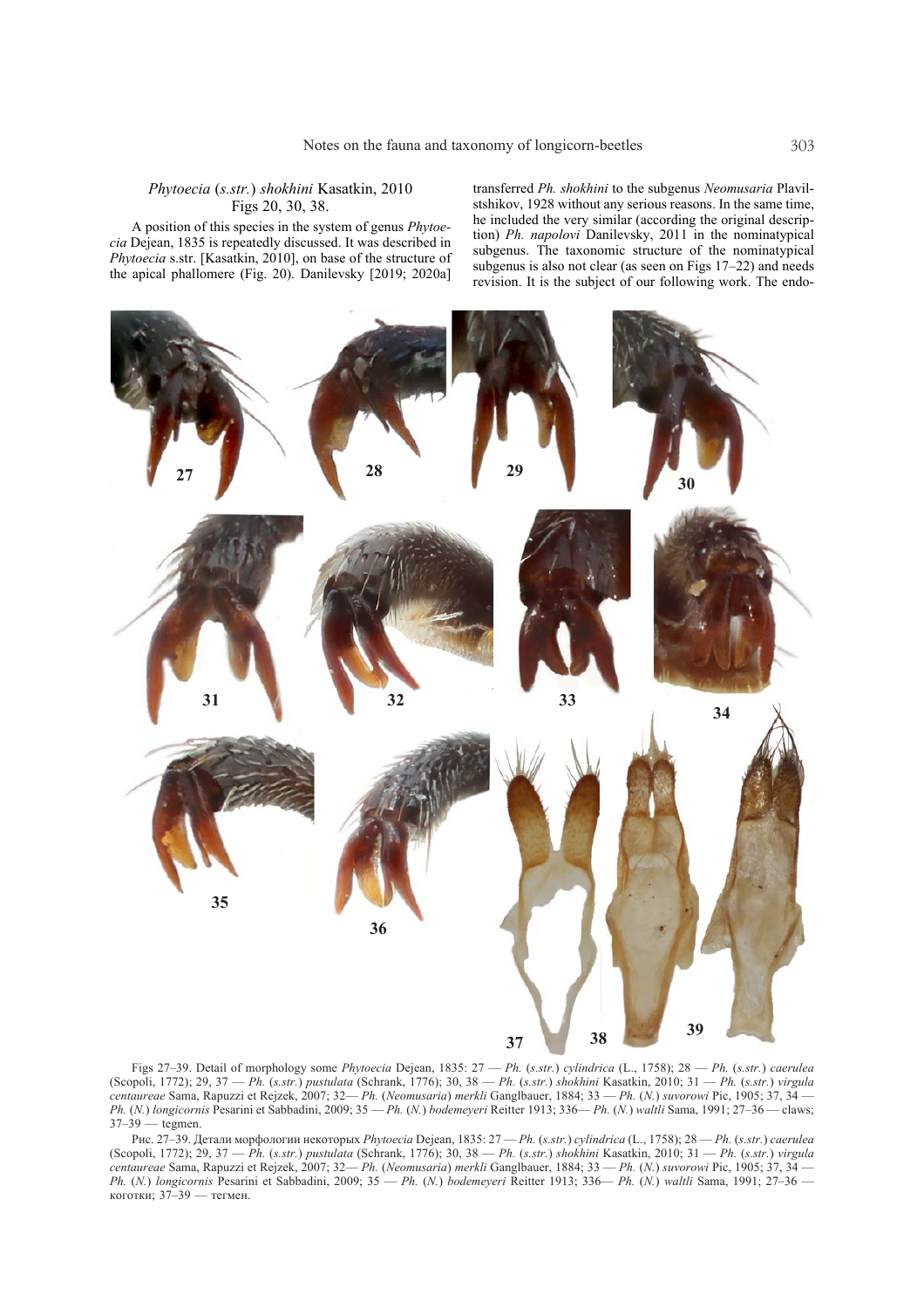### *Phytoecia* (*s.str.*) *shokhini* Kasatkin, 2010
Figs 20, 30, 38.

A position of this species in the system of genus *Phytoecia* Dejean, 1835 is repeatedly discussed. It was described in *Phytoecia* s.str. [Kasatkin, 2010], on base of the structure of the apical phallomere (Fig. 20). Danilevsky [2019; 2020a] transferred *Ph. shokhini* to the subgenus *Neomusaria* Plavilstshikov, 1928 without any serious reasons. In the same time, he included the very similar (according the original description) *Ph. napolovi* Danilevsky, 2011 in the nominatypical subgenus. The taxonomic structure of the nominatypical subgenus is also not clear (as seen on Figs 17–22) and needs revision. It is the subject of our following work. The endo-

Figs 27–39. Detail of morphology some *Phytoecia* Dejean, 1835: 27 — *Ph.* (*s.str.*) *cylindrica* (L., 1758); 28 — *Ph.* (*s.str.*) *caerulea* (Scopoli, 1772); 29, 37 — *Ph.* (*s.str.*) *pustulata* (Schrank, 1776); 30, 38 — *Ph.* (*s.str.*) *shokhini* Kasatkin, 2010; 31 — *Ph.* (*s.str.*) *virgula centaureae* Sama, Rapuzzi et Rejzek, 2007; 32— *Ph.* (*Neomusaria*) *merkli* Ganglbauer, 1884; 33 — *Ph.* (*N.*) *suvorowi* Pic, 1905; 37, 34 — *Ph.* (*N.*) *longicornis* Pesarini et Sabbadini, 2009; 35 — *Ph.* (*N.*) *bodemeyeri* Reitter 1913; 336— *Ph.* (*N.*) *waltli* Sama, 1991; 27–36 — claws; 37–39 — tegmen.

Рис. 27–39. Детали морфологии некоторых *Phytoecia* Dejean, 1835: 27 — *Ph.* (*s.str.*) *cylindrica* (L., 1758); 28 — *Ph.* (*s.str.*) *caerulea* (Scopoli, 1772); 29, 37 — *Ph.* (*s.str.*) *pustulata* (Schrank, 1776); 30, 38 — *Ph.* (*s.str.*) *shokhini* Kasatkin, 2010; 31 — *Ph.* (*s.str.*) *virgula centaureae* Sama, Rapuzzi et Rejzek, 2007; 32— *Ph.* (*Neomusaria*) *merkli* Ganglbauer, 1884; 33 — *Ph.* (*N.*) *suvorowi* Pic, 1905; 37, 34 — *Ph.* (*N.*) *longicornis* Pesarini et Sabbadini, 2009; 35 — *Ph.* (*N.*) *bodemeyeri* Reitter 1913; 336— *Ph.* (*N.*) *waltli* Sama, 1991; 27–36 — коготки; 37–39 — тегмен.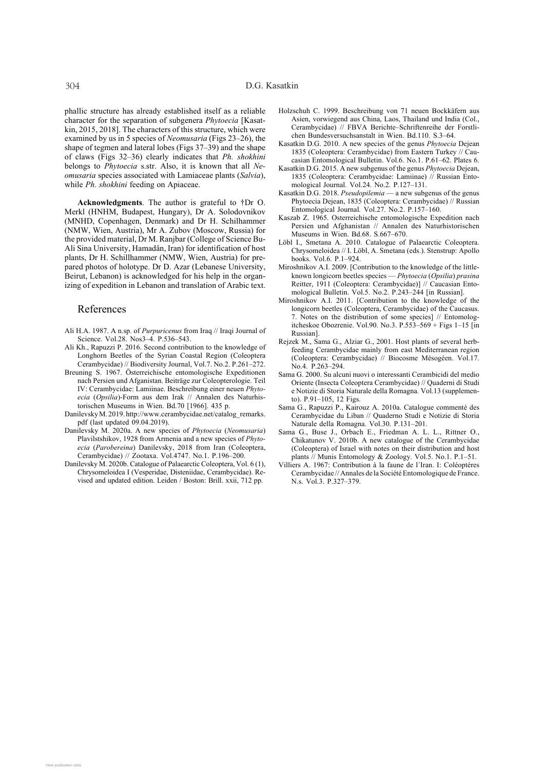phallic structure has already established itself as a reliable character for the separation of subgenera *Phytoecia* [Kasatkin, 2015, 2018]. The characters of this structure, which were examined by us in 5 species of *Neomusaria* (Figs 23–26), the shape of tegmen and lateral lobes (Figs 37–39) and the shape of claws (Figs 32–36) clearly indicates that *Ph. shokhini* belongs to *Phytoecia* s.str. Also, it is known that all *Neomusaria* species associated with Lamiaceae plants (*Salvia*), while *Ph. shokhini* feeding on Apiaceae.

**Acknowledgments**. The author is grateful to †Dr O. Merkl (HNHM, Budapest, Hungary), Dr A. Solodovnikov (MNHD, Copenhagen, Denmark) and Dr H. Schilhammer (NMW, Wien, Austria), Mr A. Zubov (Moscow, Russia) for the provided material, Dr M. Ranjbar (College of Science Bu-Ali Sina University, Hamadân, Iran) for identification of host plants, Dr H. Schillhammer (NMW, Wien, Austria) for prepared photos of holotype. Dr D. Azar (Lebanese University, Beirut, Lebanon) is acknowledged for his help in the organizing of expedition in Lebanon and translation of Arabic text.

## References

Ali H.A. 1987. A n.sp. of *Purpuricenus* from Iraq // Iraqi Journal of Science. Vol.28. Nos3–4. P.536–543.

Ali Kh., Rapuzzi P. 2016. Second contribution to the knowledge of Longhorn Beetles of the Syrian Coastal Region (Coleoptera Cerambycidae) // Biodiversity Journal, Vol.7. No.2. P.261–272.

Breuning S. 1967. Österreichische entomologische Expeditionen nach Persien und Afganistan. Beiträge zur Coleopterologie. Teil IV: Cerambycidae: Lamiinae. Beschreibung einer neuen *Phytoecia* (*Opsilia*)-Form aus dem Irak // Annalen des Naturhistorischen Museums in Wien. Bd.70 [1966]. 435 p.

Danilevsky M. 2019. http://www.cerambycidae.net/catalog_remarks.pdf (last updated 09.04.2019).

Danilevsky M. 2020a. A new species of *Phytoecia* (*Neomusaria*) Plavilstshikov, 1928 from Armenia and a new species of *Phytoecia* (*Parobereina*) Danilevsky, 2018 from Iran (Coleoptera, Cerambycidae) // Zootaxa. Vol.4747. No.1. P.196–200.

Danilevsky M. 2020b. Catalogue of Palaearctic Coleoptera, Vol. 6 (1), Chrysomeloidea I (Vesperidae, Disteniidae, Cerambycidae). Revised and updated edition. Leiden / Boston: Brill. xxii, 712 pp.

Holzschuh C. 1999. Beschreibung von 71 neuen Bockkäfern aus Asien, vorwiegend aus China, Laos, Thailand und India (Col., Cerambycidae) // FBVA Berichte–Schriftenreihe der Forstlichen Bundesversuchsanstalt in Wien. Bd.110. S.3–64.

Kasatkin D.G. 2010. A new species of the genus *Phytoecia* Dejean 1835 (Coleoptera: Cerambycidae) from Eastern Turkey // Caucasian Entomological Bulletin. Vol.6. No.1. P.61–62. Plates 6.

Kasatkin D.G. 2015. A new subgenus of the genus *Phytoecia* Dejean, 1835 (Coleoptera: Cerambycidae: Lamiinae) // Russian Entomological Journal. Vol.24. No.2. P.127–131.

Kasatkin D.G. 2018. *Pseudopilemia* — a new subgenus of the genus Phytoecia Dejean, 1835 (Coleoptera: Cerambycidae) // Russian Entomological Journal. Vol.27. No.2. P.157–160.

Kaszab Z. 1965. Osterreichische entomologische Expedition nach Persien und Afghanistan // Annalen des Naturhistorischen Museums in Wien. Bd.68. S.667–670.

Löbl I., Smetana A. 2010. Catalogue of Palaearctic Coleoptera. Chrysomeloidea // I. Löbl, A. Smetana (eds.). Stenstrup: Apollo books. Vol.6. P.1–924.

Miroshnikov A.I. 2009. [Contribution to the knowledge of the little-known longicorn beetles species — *Phytoecia* (*Opsilia*) *prasina* Reitter, 1911 (Coleoptera: Cerambycidae)] // Caucasian Entomological Bulletin. Vol.5. No.2. P.243–244 [in Russian].

Miroshnikov A.I. 2011. [Contribution to the knowledge of the longicorn beetles (Coleoptera, Cerambycidae) of the Caucasus. 7. Notes on the distribution of some species] // Entomologitcheskoe Obozrenie. Vol.90. No.3. P.553–569 + Figs 1–15 [in Russian].

Rejzek M., Sama G., Alziar G., 2001. Host plants of several herb-feeding Cerambycidae mainly from east Mediterranean region (Coleoptera: Cerambycidae) // Biocosme Mésogéen. Vol.17. No.4. P.263–294.

Sama G. 2000. Su alcuni nuovi o interessanti Cerambicidi del medio Oriente (Insecta Coleoptera Cerambycidae) // Quaderni di Studi e Notizie di Storia Naturale della Romagna. Vol.13 (supplemento). P.91–105, 12 Figs.

Sama G., Rapuzzi P., Kairouz A. 2010a. Catalogue commenté des Cerambycidae du Liban // Quaderno Studi e Notizie di Storia Naturale della Romagna. Vol.30. P.131–201.

Sama G., Buse J., Orbach E., Friedman A. L. L., Rittner O., Chikatunov V. 2010b. A new catalogue of the Cerambycidae (Coleoptera) of Israel with notes on their distribution and host plants // Munis Entomology & Zoology. Vol.5. No.1. P.1–51.

Villiers A. 1967: Contribution à la faune de l´Iran. I: Coléoptéres Cerambycidae // Annales de la Société Entomologique de France. N.s. Vol.3. P.327–379.